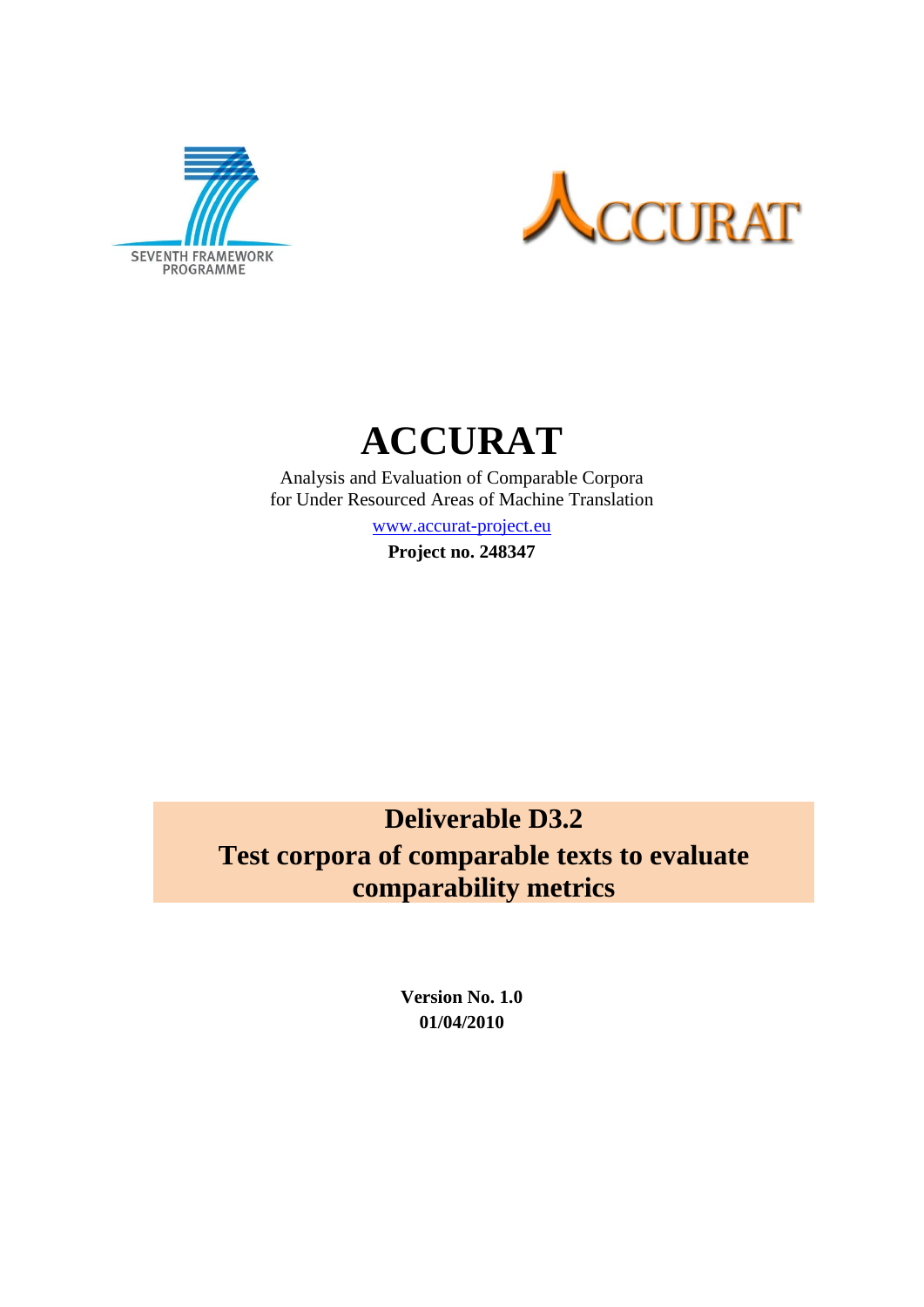SEVENTH FRAMEWORK PROGRAMME

ACCURAT

# ACCURAT

Analysis and Evaluation of Comparable Corpora
for Under Resourced Areas of Machine Translation

[www.accurat-project.eu](http://www.accurat-project.eu)

**Project no. 248347**

## Deliverable D3.2
## Test corpora of comparable texts to evaluate comparability metrics

**Version No. 1.0**
**01/04/2010**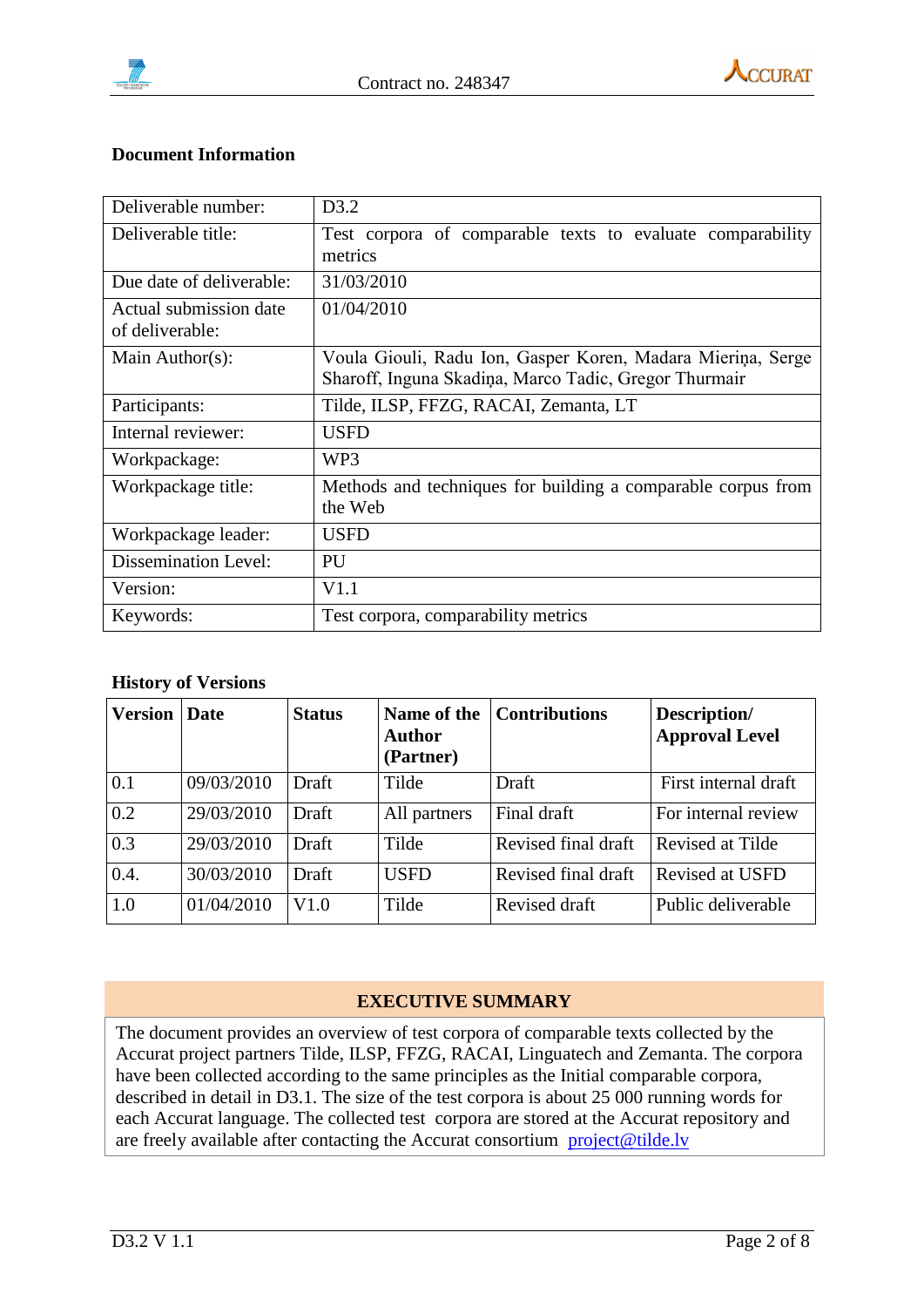**Document Information**

| Deliverable number: | D3.2 |
|---|---|
| Deliverable title: | Test corpora of comparable texts to evaluate comparability metrics |
| Due date of deliverable: | 31/03/2010 |
| Actual submission date of deliverable: | 01/04/2010 |
| Main Author(s): | Voula Giouli, Radu Ion, Gasper Koren, Madara Mieriņa, Serge Sharoff, Inguna Skadiņa, Marco Tadic, Gregor Thurmair |
| Participants: | Tilde, ILSP, FFZG, RACAI, Zemanta, LT |
| Internal reviewer: | USFD |
| Workpackage: | WP3 |
| Workpackage title: | Methods and techniques for building a comparable corpus from the Web |
| Workpackage leader: | USFD |
| Dissemination Level: | PU |
| Version: | V1.1 |
| Keywords: | Test corpora, comparability metrics |

**History of Versions**

| Version | Date | Status | Name of the Author (Partner) | Contributions | Description/ Approval Level |
|---|---|---|---|---|---|
| 0.1 | 09/03/2010 | Draft | Tilde | Draft | First internal draft |
| 0.2 | 29/03/2010 | Draft | All partners | Final draft | For internal review |
| 0.3 | 29/03/2010 | Draft | Tilde | Revised final draft | Revised at Tilde |
| 0.4. | 30/03/2010 | Draft | USFD | Revised final draft | Revised at USFD |
| 1.0 | 01/04/2010 | V1.0 | Tilde | Revised draft | Public deliverable |

**EXECUTIVE SUMMARY**

The document provides an overview of test corpora of comparable texts collected by the Accurat project partners Tilde, ILSP, FFZG, RACAI, Linguatech and Zemanta. The corpora have been collected according to the same principles as the Initial comparable corpora, described in detail in D3.1. The size of the test corpora is about 25 000 running words for each Accurat language. The collected test corpora are stored at the Accurat repository and are freely available after contacting the Accurat consortium project@tilde.lv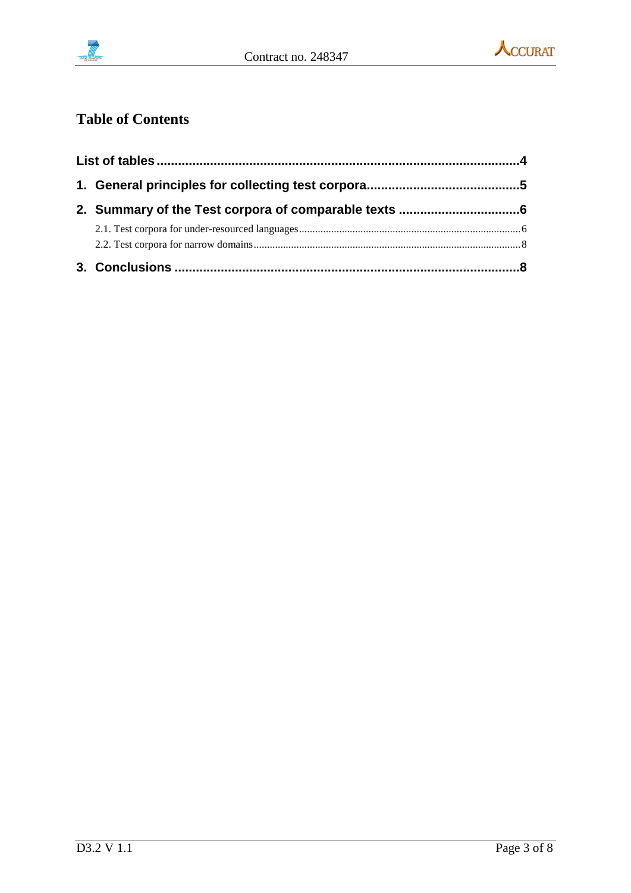# Table of Contents

**List of tables** ..................................................................................................4

**1. General principles for collecting test corpora** ..........................................5

**2. Summary of the Test corpora of comparable texts** .................................6

2.1. Test corpora for under-resourced languages ..................................................................................6

2.2. Test corpora for narrow domains ....................................................................................................8

**3. Conclusions** ...............................................................................................8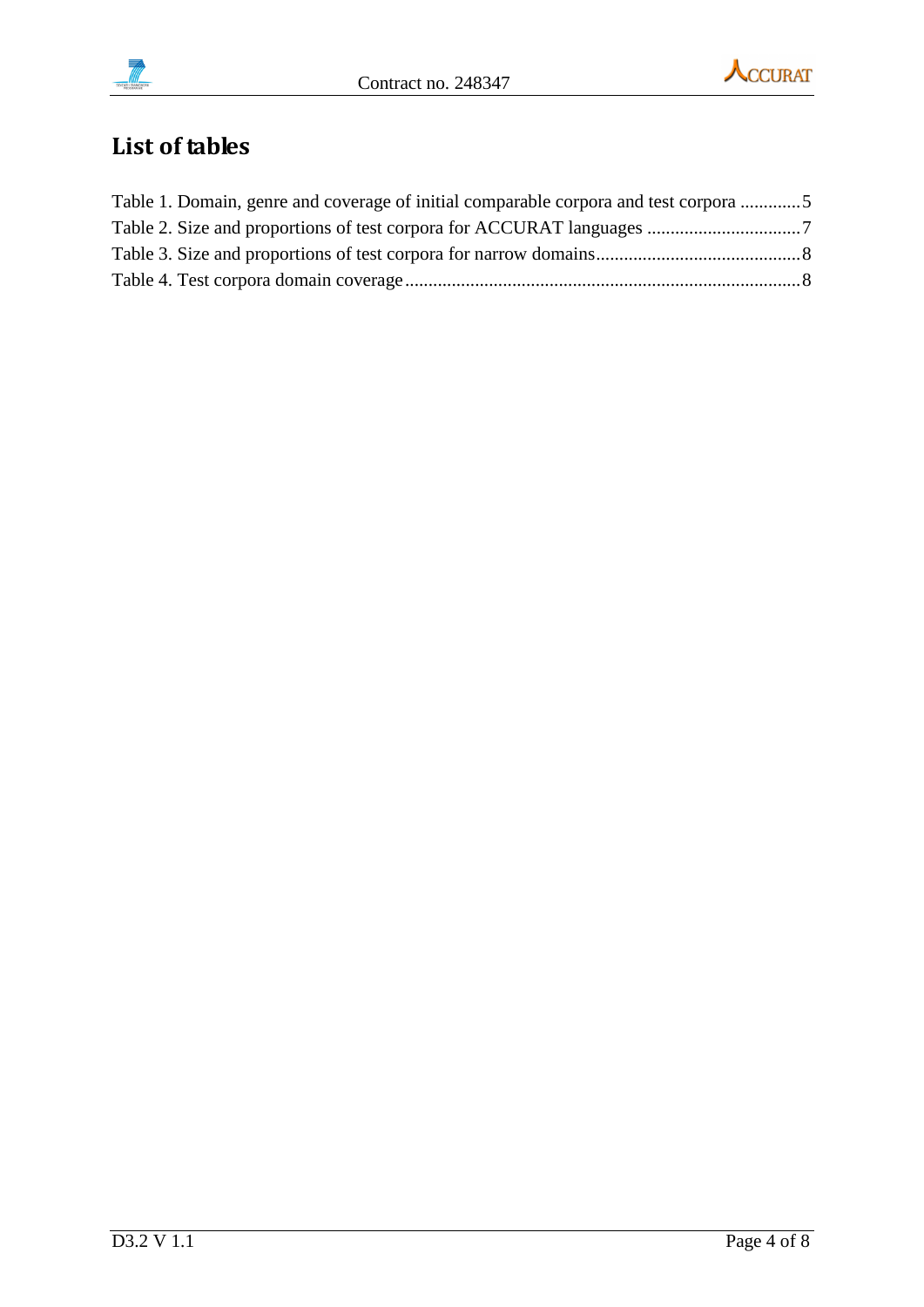# List of tables

Table 1. Domain, genre and coverage of initial comparable corpora and test corpora .............5
Table 2. Size and proportions of test corpora for ACCURAT languages .................................7
Table 3. Size and proportions of test corpora for narrow domains............................................8
Table 4. Test corpora domain coverage.....................................................................................8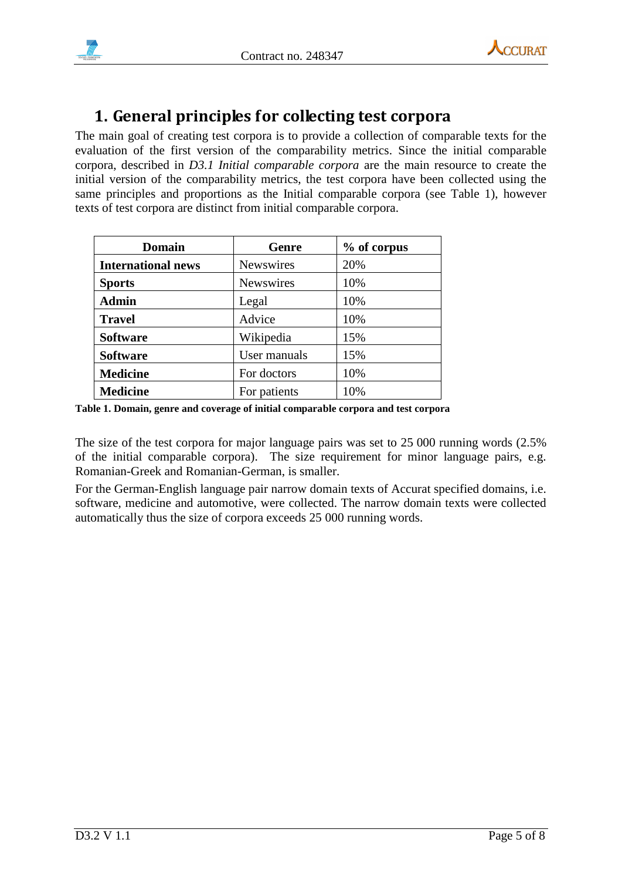# 1. General principles for collecting test corpora

The main goal of creating test corpora is to provide a collection of comparable texts for the evaluation of the first version of the comparability metrics. Since the initial comparable corpora, described in *D3.1 Initial comparable corpora* are the main resource to create the initial version of the comparability metrics, the test corpora have been collected using the same principles and proportions as the Initial comparable corpora (see Table 1), however texts of test corpora are distinct from initial comparable corpora.

| Domain | Genre | % of corpus |
| --- | --- | --- |
| **International news** | Newswires | 20% |
| **Sports** | Newswires | 10% |
| **Admin** | Legal | 10% |
| **Travel** | Advice | 10% |
| **Software** | Wikipedia | 15% |
| **Software** | User manuals | 15% |
| **Medicine** | For doctors | 10% |
| **Medicine** | For patients | 10% |

**Table 1. Domain, genre and coverage of initial comparable corpora and test corpora**

The size of the test corpora for major language pairs was set to 25 000 running words (2.5% of the initial comparable corpora). The size requirement for minor language pairs, e.g. Romanian-Greek and Romanian-German, is smaller.

For the German-English language pair narrow domain texts of Accurat specified domains, i.e. software, medicine and automotive, were collected. The narrow domain texts were collected automatically thus the size of corpora exceeds 25 000 running words.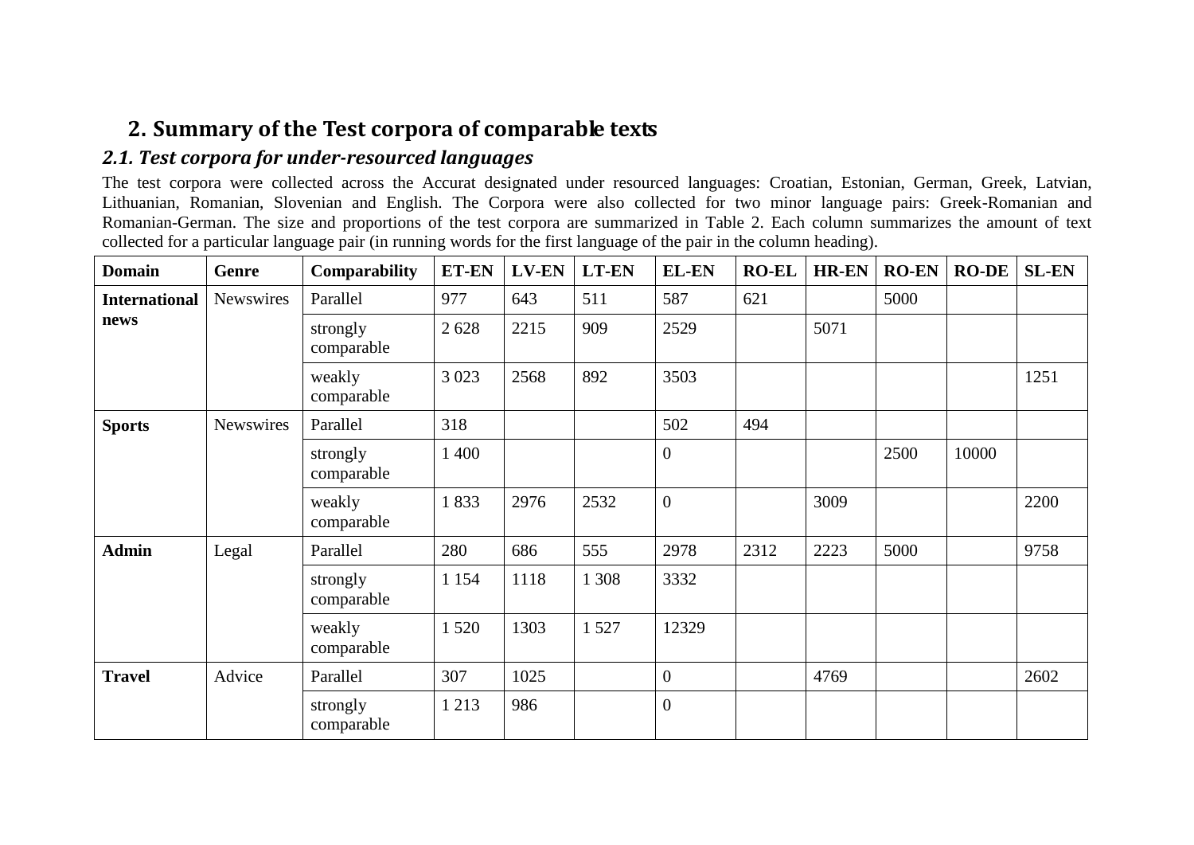## 2. Summary of the Test corpora of comparable texts

### *2.1. Test corpora for under-resourced languages*

The test corpora were collected across the Accurat designated under resourced languages: Croatian, Estonian, German, Greek, Latvian, Lithuanian, Romanian, Slovenian and English. The Corpora were also collected for two minor language pairs: Greek-Romanian and Romanian-German. The size and proportions of the test corpora are summarized in Table 2. Each column summarizes the amount of text collected for a particular language pair (in running words for the first language of the pair in the column heading).

| Domain | Genre | Comparability | ET-EN | LV-EN | LT-EN | EL-EN | RO-EL | HR-EN | RO-EN | RO-DE | SL-EN |
|---|---|---|---|---|---|---|---|---|---|---|---|
| **International news** | Newswires | Parallel | 977 | 643 | 511 | 587 | 621 | | 5000 | | |
| | | strongly comparable | 2 628 | 2215 | 909 | 2529 | | 5071 | | | |
| | | weakly comparable | 3 023 | 2568 | 892 | 3503 | | | | | 1251 |
| **Sports** | Newswires | Parallel | 318 | | | 502 | 494 | | | | |
| | | strongly comparable | 1 400 | | | 0 | | | 2500 | 10000 | |
| | | weakly comparable | 1 833 | 2976 | 2532 | 0 | | 3009 | | | 2200 |
| **Admin** | Legal | Parallel | 280 | 686 | 555 | 2978 | 2312 | 2223 | 5000 | | 9758 |
| | | strongly comparable | 1 154 | 1118 | 1 308 | 3332 | | | | | |
| | | weakly comparable | 1 520 | 1303 | 1 527 | 12329 | | | | | |
| **Travel** | Advice | Parallel | 307 | 1025 | | 0 | | 4769 | | | 2602 |
| | | strongly comparable | 1 213 | 986 | | 0 | | | | | |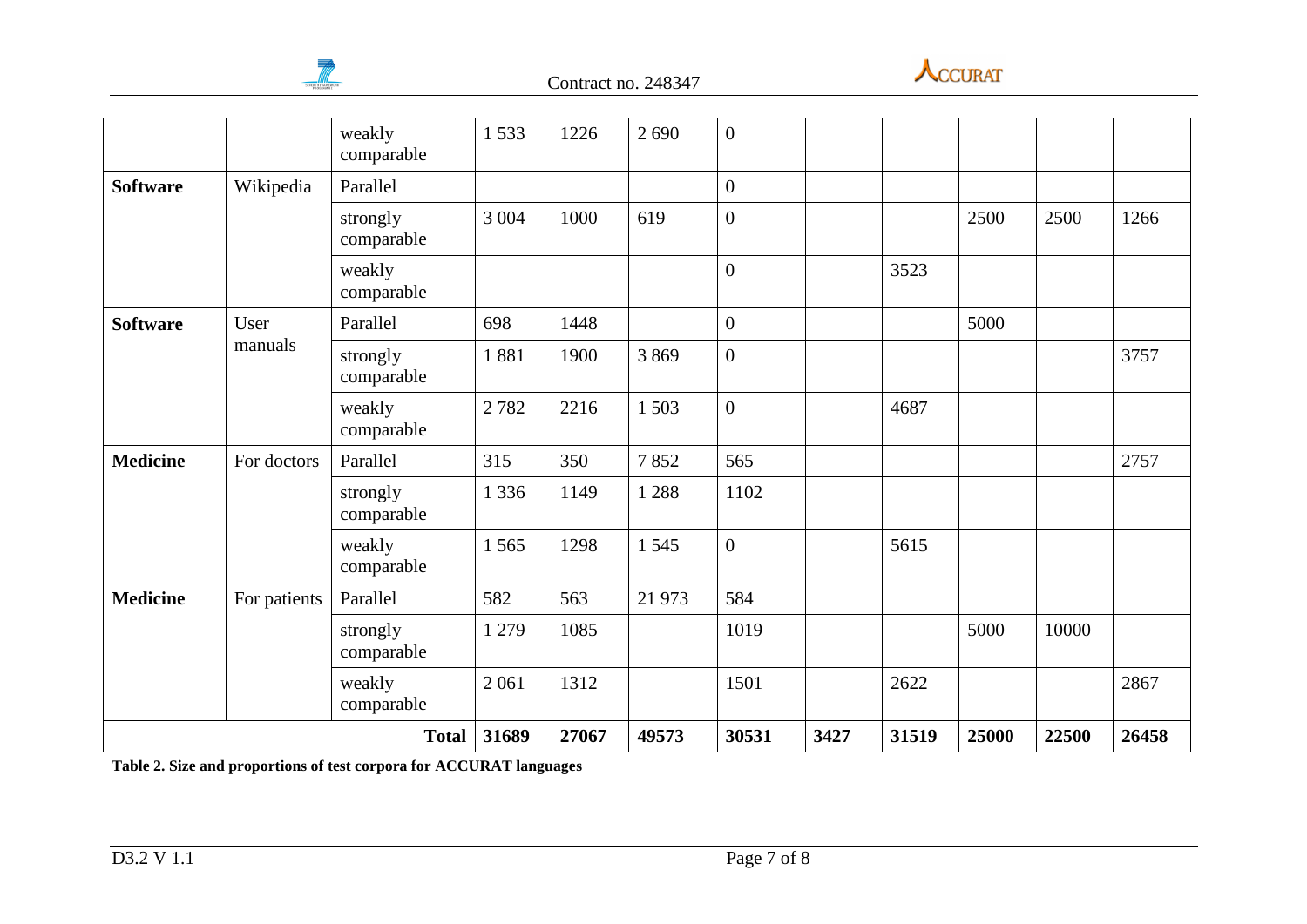| | | weakly comparable | 1 533 | 1226 | 2 690 | 0 | | | | | |
|---|---|---|---|---|---|---|---|---|---|---|---|
| **Software** | Wikipedia | Parallel | | | | 0 | | | | | |
| | | strongly comparable | 3 004 | 1000 | 619 | 0 | | | 2500 | 2500 | 1266 |
| | | weakly comparable | | | | 0 | | 3523 | | | |
| **Software** | User manuals | Parallel | 698 | 1448 | | 0 | | | 5000 | | |
| | | strongly comparable | 1 881 | 1900 | 3 869 | 0 | | | | | 3757 |
| | | weakly comparable | 2 782 | 2216 | 1 503 | 0 | | 4687 | | | |
| **Medicine** | For doctors | Parallel | 315 | 350 | 7 852 | 565 | | | | | 2757 |
| | | strongly comparable | 1 336 | 1149 | 1 288 | 1102 | | | | | |
| | | weakly comparable | 1 565 | 1298 | 1 545 | 0 | | 5615 | | | |
| **Medicine** | For patients | Parallel | 582 | 563 | 21 973 | 584 | | | | | |
| | | strongly comparable | 1 279 | 1085 | | 1019 | | | 5000 | 10000 | |
| | | weakly comparable | 2 061 | 1312 | | 1501 | | 2622 | | | 2867 |
| | | **Total** | **31689** | **27067** | **49573** | **30531** | **3427** | **31519** | **25000** | **22500** | **26458** |

**Table 2. Size and proportions of test corpora for ACCURAT languages**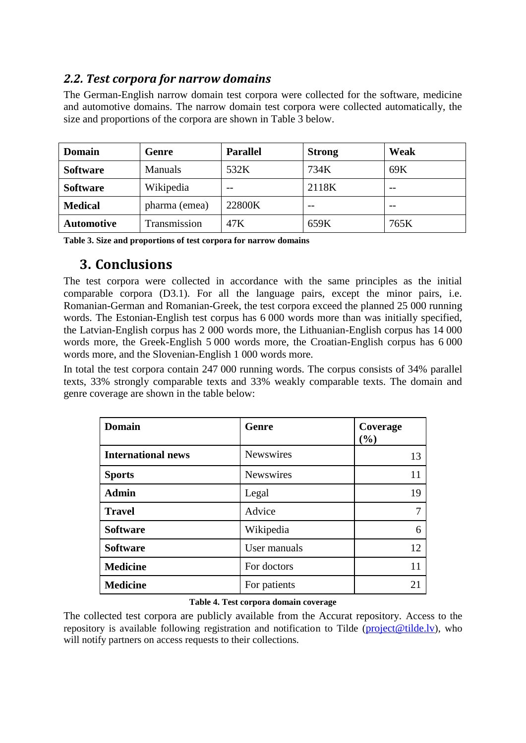### 2.2. Test corpora for narrow domains

The German-English narrow domain test corpora were collected for the software, medicine and automotive domains. The narrow domain test corpora were collected automatically, the size and proportions of the corpora are shown in Table 3 below.

| Domain | Genre | Parallel | Strong | Weak |
|---|---|---|---|---|
| **Software** | Manuals | 532K | 734K | 69K |
| **Software** | Wikipedia | -- | 2118K | -- |
| **Medical** | pharma (emea) | 22800K | -- | -- |
| **Automotive** | Transmission | 47K | 659K | 765K |

**Table 3. Size and proportions of test corpora for narrow domains**

## 3. Conclusions

The test corpora were collected in accordance with the same principles as the initial comparable corpora (D3.1). For all the language pairs, except the minor pairs, i.e. Romanian-German and Romanian-Greek, the test corpora exceed the planned 25 000 running words. The Estonian-English test corpus has 6 000 words more than was initially specified, the Latvian-English corpus has 2 000 words more, the Lithuanian-English corpus has 14 000 words more, the Greek-English 5 000 words more, the Croatian-English corpus has 6 000 words more, and the Slovenian-English 1 000 words more.

In total the test corpora contain 247 000 running words. The corpus consists of 34% parallel texts, 33% strongly comparable texts and 33% weakly comparable texts. The domain and genre coverage are shown in the table below:

| Domain | Genre | Coverage (%) |
|---|---|---|
| **International news** | Newswires | 13 |
| **Sports** | Newswires | 11 |
| **Admin** | Legal | 19 |
| **Travel** | Advice | 7 |
| **Software** | Wikipedia | 6 |
| **Software** | User manuals | 12 |
| **Medicine** | For doctors | 11 |
| **Medicine** | For patients | 21 |

**Table 4. Test corpora domain coverage**

The collected test corpora are publicly available from the Accurat repository. Access to the repository is available following registration and notification to Tilde (project@tilde.lv), who will notify partners on access requests to their collections.